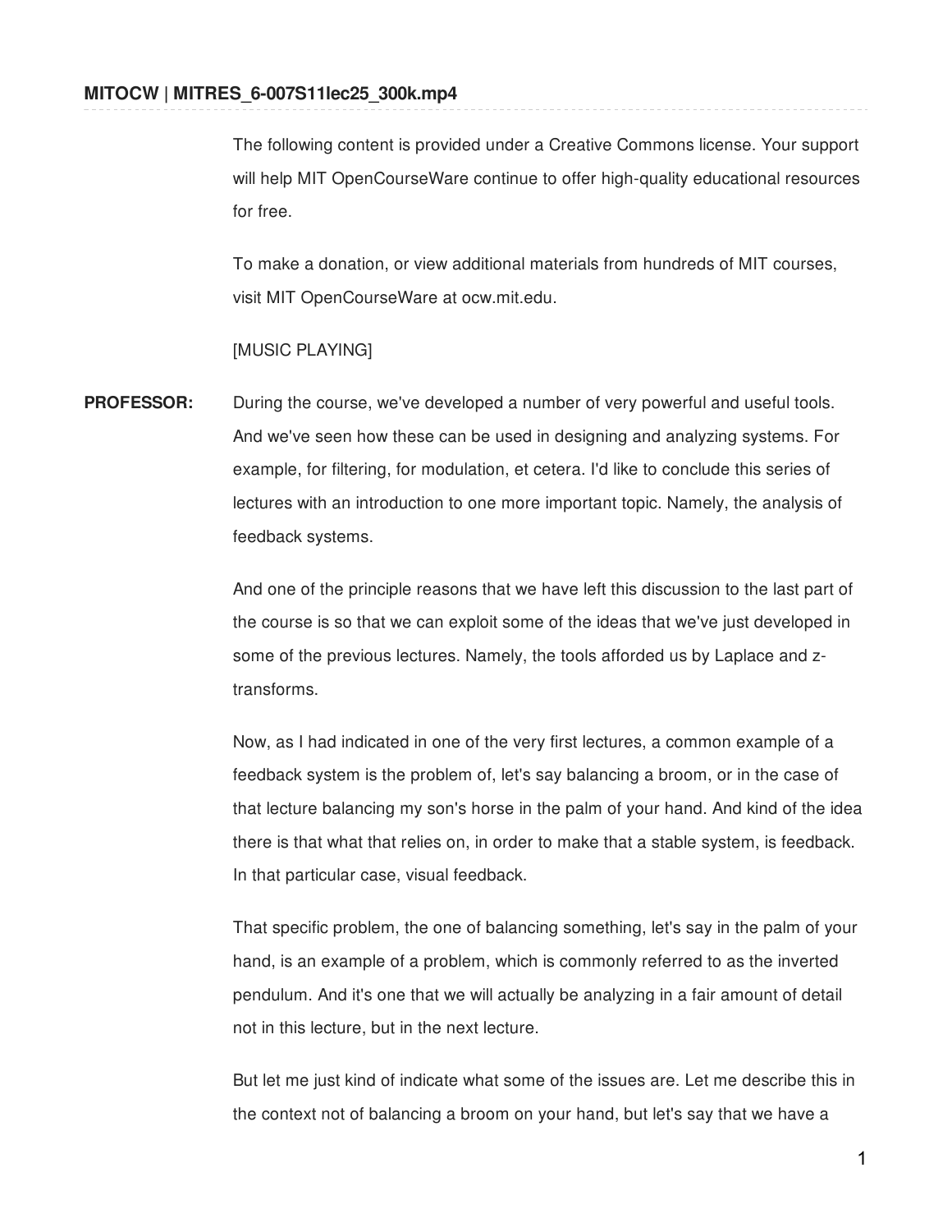**MITOCW | MITRES_6-007S11lec25_300k.mp4**

The following content is provided under a Creative Commons license. Your support will help MIT OpenCourseWare continue to offer high-quality educational resources for free.

To make a donation, or view additional materials from hundreds of MIT courses, visit MIT OpenCourseWare at ocw.mit.edu.

[MUSIC PLAYING]

**PROFESSOR:** During the course, we've developed a number of very powerful and useful tools. And we've seen how these can be used in designing and analyzing systems. For example, for filtering, for modulation, et cetera. I'd like to conclude this series of lectures with an introduction to one more important topic. Namely, the analysis of feedback systems.

And one of the principle reasons that we have left this discussion to the last part of the course is so that we can exploit some of the ideas that we've just developed in some of the previous lectures. Namely, the tools afforded us by Laplace and z-transforms.

Now, as I had indicated in one of the very first lectures, a common example of a feedback system is the problem of, let's say balancing a broom, or in the case of that lecture balancing my son's horse in the palm of your hand. And kind of the idea there is that what that relies on, in order to make that a stable system, is feedback. In that particular case, visual feedback.

That specific problem, the one of balancing something, let's say in the palm of your hand, is an example of a problem, which is commonly referred to as the inverted pendulum. And it's one that we will actually be analyzing in a fair amount of detail not in this lecture, but in the next lecture.

But let me just kind of indicate what some of the issues are. Let me describe this in the context not of balancing a broom on your hand, but let's say that we have a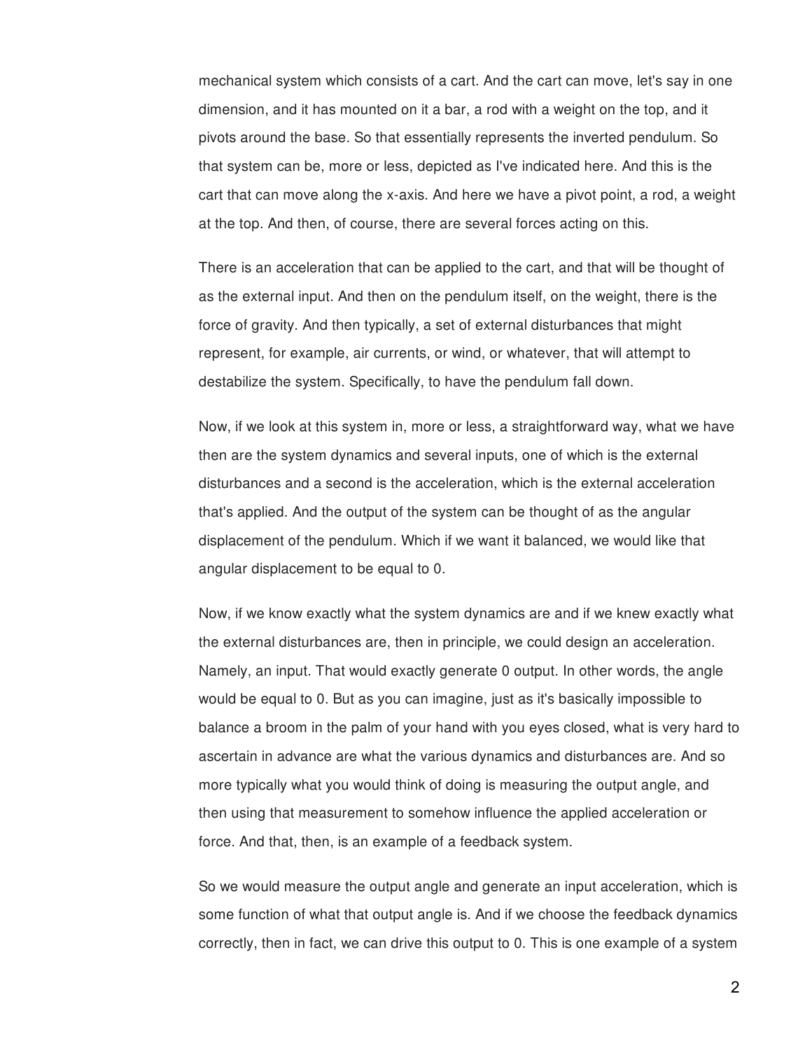mechanical system which consists of a cart. And the cart can move, let's say in one dimension, and it has mounted on it a bar, a rod with a weight on the top, and it pivots around the base. So that essentially represents the inverted pendulum. So that system can be, more or less, depicted as I've indicated here. And this is the cart that can move along the x-axis. And here we have a pivot point, a rod, a weight at the top. And then, of course, there are several forces acting on this.

There is an acceleration that can be applied to the cart, and that will be thought of as the external input. And then on the pendulum itself, on the weight, there is the force of gravity. And then typically, a set of external disturbances that might represent, for example, air currents, or wind, or whatever, that will attempt to destabilize the system. Specifically, to have the pendulum fall down.

Now, if we look at this system in, more or less, a straightforward way, what we have then are the system dynamics and several inputs, one of which is the external disturbances and a second is the acceleration, which is the external acceleration that's applied. And the output of the system can be thought of as the angular displacement of the pendulum. Which if we want it balanced, we would like that angular displacement to be equal to 0.

Now, if we know exactly what the system dynamics are and if we knew exactly what the external disturbances are, then in principle, we could design an acceleration. Namely, an input. That would exactly generate 0 output. In other words, the angle would be equal to 0. But as you can imagine, just as it's basically impossible to balance a broom in the palm of your hand with you eyes closed, what is very hard to ascertain in advance are what the various dynamics and disturbances are. And so more typically what you would think of doing is measuring the output angle, and then using that measurement to somehow influence the applied acceleration or force. And that, then, is an example of a feedback system.

So we would measure the output angle and generate an input acceleration, which is some function of what that output angle is. And if we choose the feedback dynamics correctly, then in fact, we can drive this output to 0. This is one example of a system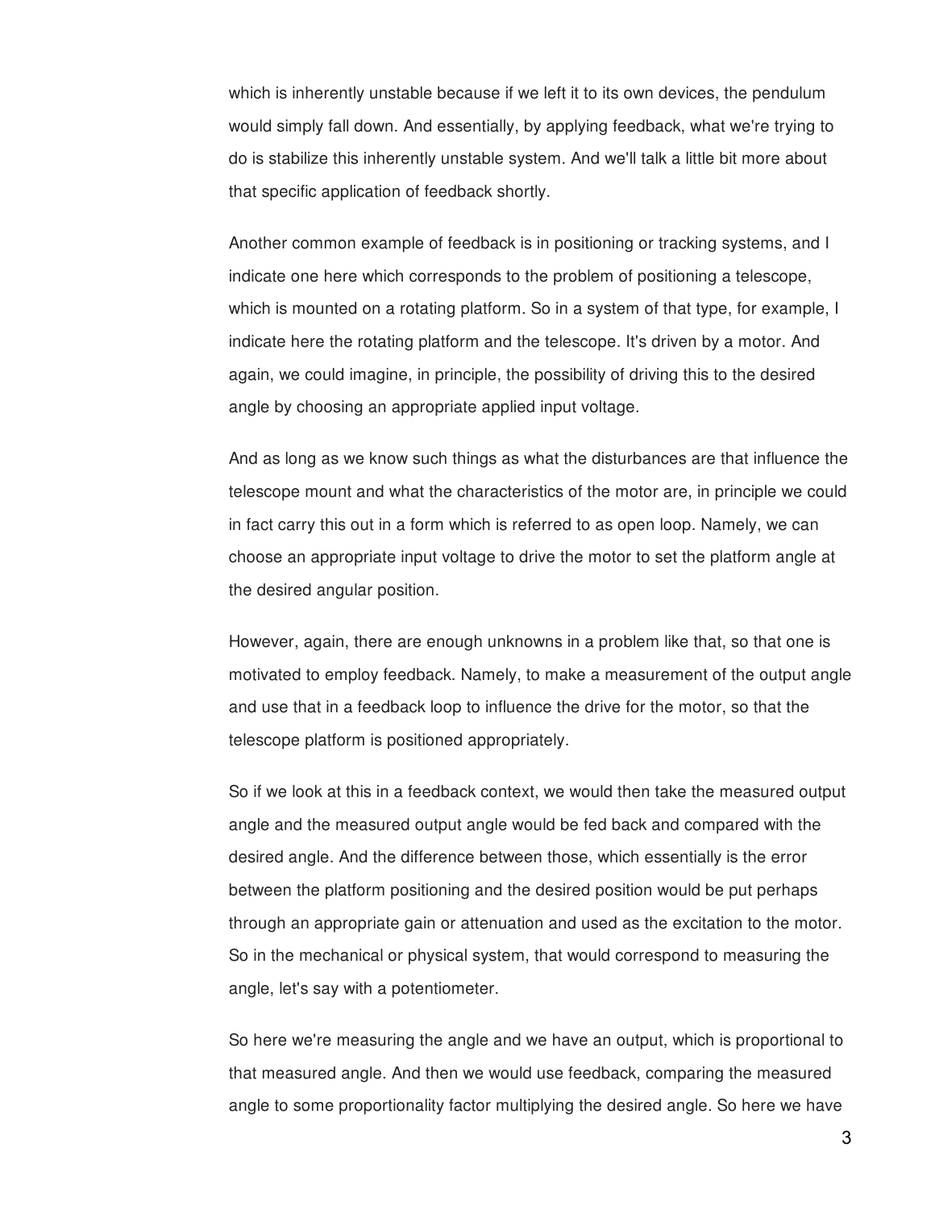which is inherently unstable because if we left it to its own devices, the pendulum would simply fall down. And essentially, by applying feedback, what we're trying to do is stabilize this inherently unstable system. And we'll talk a little bit more about that specific application of feedback shortly.

Another common example of feedback is in positioning or tracking systems, and I indicate one here which corresponds to the problem of positioning a telescope, which is mounted on a rotating platform. So in a system of that type, for example, I indicate here the rotating platform and the telescope. It's driven by a motor. And again, we could imagine, in principle, the possibility of driving this to the desired angle by choosing an appropriate applied input voltage.

And as long as we know such things as what the disturbances are that influence the telescope mount and what the characteristics of the motor are, in principle we could in fact carry this out in a form which is referred to as open loop. Namely, we can choose an appropriate input voltage to drive the motor to set the platform angle at the desired angular position.

However, again, there are enough unknowns in a problem like that, so that one is motivated to employ feedback. Namely, to make a measurement of the output angle and use that in a feedback loop to influence the drive for the motor, so that the telescope platform is positioned appropriately.

So if we look at this in a feedback context, we would then take the measured output angle and the measured output angle would be fed back and compared with the desired angle. And the difference between those, which essentially is the error between the platform positioning and the desired position would be put perhaps through an appropriate gain or attenuation and used as the excitation to the motor. So in the mechanical or physical system, that would correspond to measuring the angle, let's say with a potentiometer.

So here we're measuring the angle and we have an output, which is proportional to that measured angle. And then we would use feedback, comparing the measured angle to some proportionality factor multiplying the desired angle. So here we have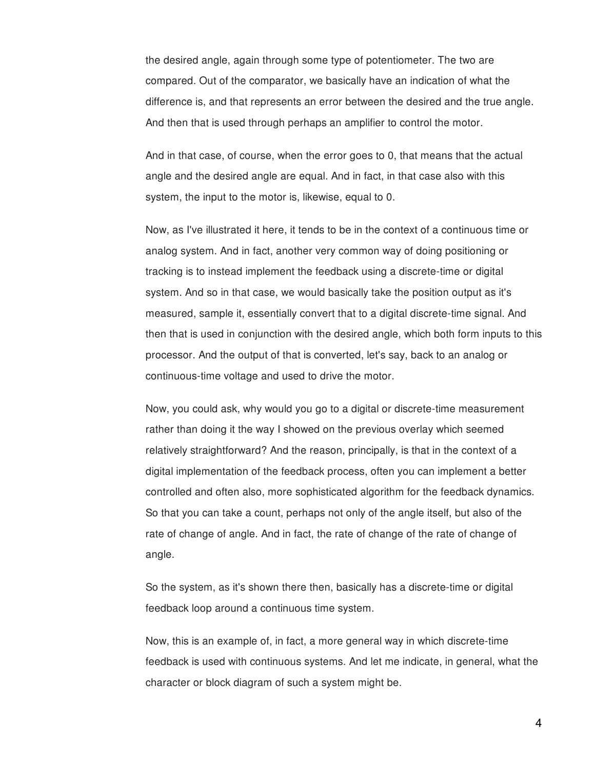the desired angle, again through some type of potentiometer. The two are compared. Out of the comparator, we basically have an indication of what the difference is, and that represents an error between the desired and the true angle. And then that is used through perhaps an amplifier to control the motor.

And in that case, of course, when the error goes to 0, that means that the actual angle and the desired angle are equal. And in fact, in that case also with this system, the input to the motor is, likewise, equal to 0.

Now, as I've illustrated it here, it tends to be in the context of a continuous time or analog system. And in fact, another very common way of doing positioning or tracking is to instead implement the feedback using a discrete-time or digital system. And so in that case, we would basically take the position output as it's measured, sample it, essentially convert that to a digital discrete-time signal. And then that is used in conjunction with the desired angle, which both form inputs to this processor. And the output of that is converted, let's say, back to an analog or continuous-time voltage and used to drive the motor.

Now, you could ask, why would you go to a digital or discrete-time measurement rather than doing it the way I showed on the previous overlay which seemed relatively straightforward? And the reason, principally, is that in the context of a digital implementation of the feedback process, often you can implement a better controlled and often also, more sophisticated algorithm for the feedback dynamics. So that you can take a count, perhaps not only of the angle itself, but also of the rate of change of angle. And in fact, the rate of change of the rate of change of angle.

So the system, as it's shown there then, basically has a discrete-time or digital feedback loop around a continuous time system.

Now, this is an example of, in fact, a more general way in which discrete-time feedback is used with continuous systems. And let me indicate, in general, what the character or block diagram of such a system might be.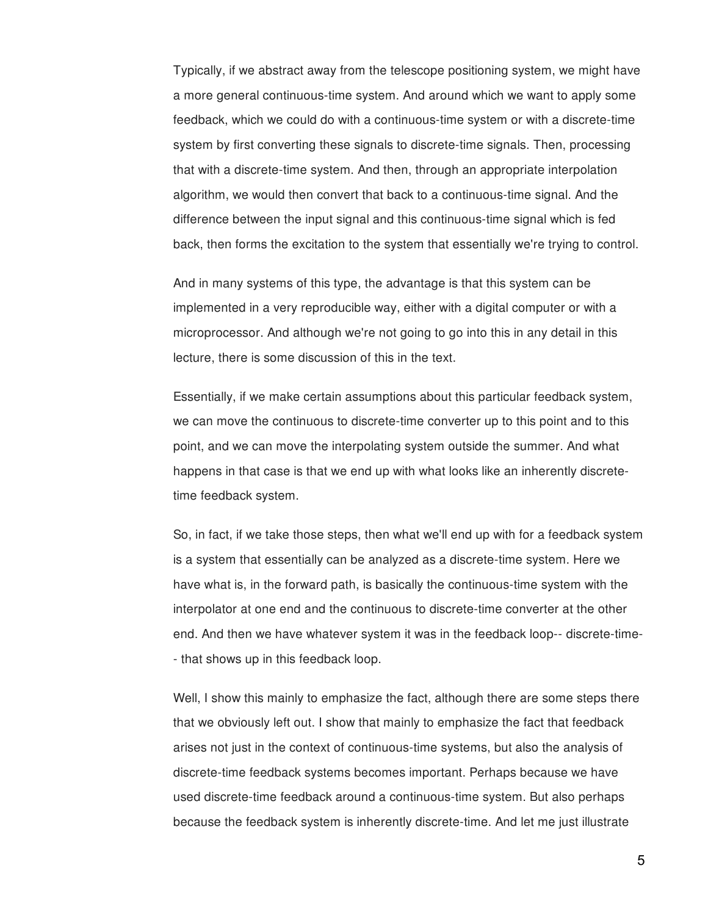Typically, if we abstract away from the telescope positioning system, we might have a more general continuous-time system. And around which we want to apply some feedback, which we could do with a continuous-time system or with a discrete-time system by first converting these signals to discrete-time signals. Then, processing that with a discrete-time system. And then, through an appropriate interpolation algorithm, we would then convert that back to a continuous-time signal. And the difference between the input signal and this continuous-time signal which is fed back, then forms the excitation to the system that essentially we're trying to control.

And in many systems of this type, the advantage is that this system can be implemented in a very reproducible way, either with a digital computer or with a microprocessor. And although we're not going to go into this in any detail in this lecture, there is some discussion of this in the text.

Essentially, if we make certain assumptions about this particular feedback system, we can move the continuous to discrete-time converter up to this point and to this point, and we can move the interpolating system outside the summer. And what happens in that case is that we end up with what looks like an inherently discrete-time feedback system.

So, in fact, if we take those steps, then what we'll end up with for a feedback system is a system that essentially can be analyzed as a discrete-time system. Here we have what is, in the forward path, is basically the continuous-time system with the interpolator at one end and the continuous to discrete-time converter at the other end. And then we have whatever system it was in the feedback loop-- discrete-time-- that shows up in this feedback loop.

Well, I show this mainly to emphasize the fact, although there are some steps there that we obviously left out. I show that mainly to emphasize the fact that feedback arises not just in the context of continuous-time systems, but also the analysis of discrete-time feedback systems becomes important. Perhaps because we have used discrete-time feedback around a continuous-time system. But also perhaps because the feedback system is inherently discrete-time. And let me just illustrate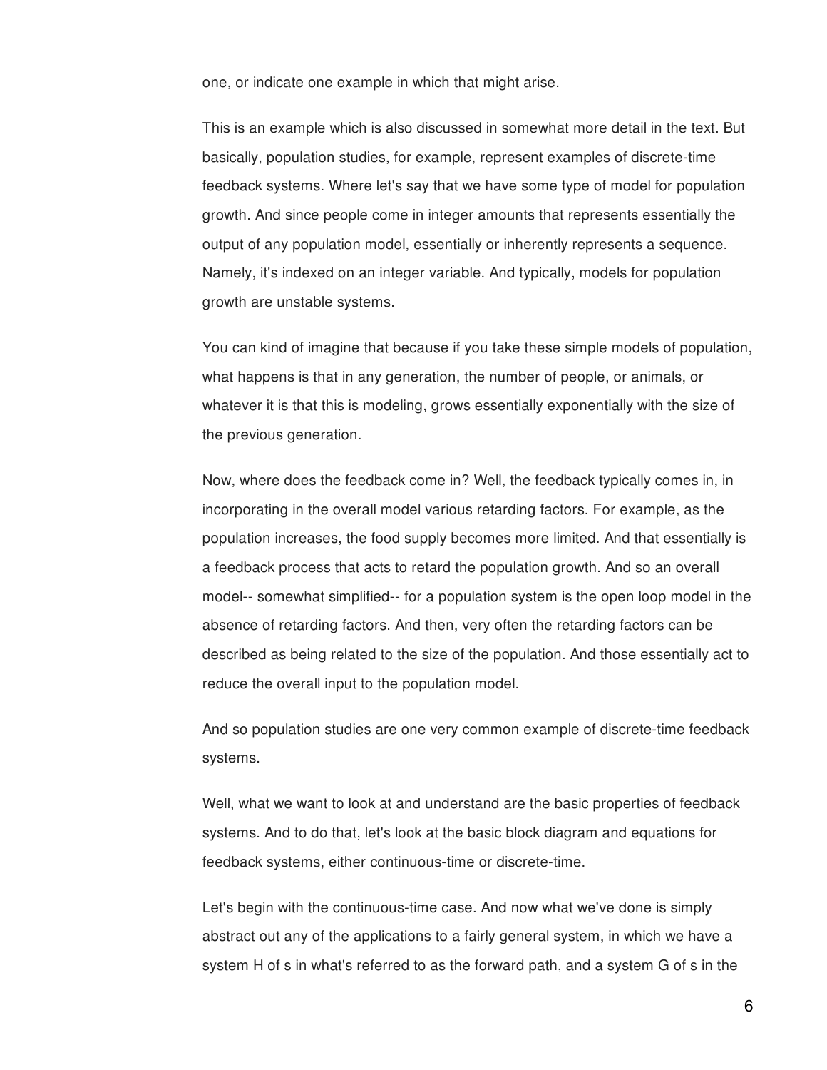one, or indicate one example in which that might arise.

This is an example which is also discussed in somewhat more detail in the text. But basically, population studies, for example, represent examples of discrete-time feedback systems. Where let's say that we have some type of model for population growth. And since people come in integer amounts that represents essentially the output of any population model, essentially or inherently represents a sequence. Namely, it's indexed on an integer variable. And typically, models for population growth are unstable systems.

You can kind of imagine that because if you take these simple models of population, what happens is that in any generation, the number of people, or animals, or whatever it is that this is modeling, grows essentially exponentially with the size of the previous generation.

Now, where does the feedback come in? Well, the feedback typically comes in, in incorporating in the overall model various retarding factors. For example, as the population increases, the food supply becomes more limited. And that essentially is a feedback process that acts to retard the population growth. And so an overall model-- somewhat simplified-- for a population system is the open loop model in the absence of retarding factors. And then, very often the retarding factors can be described as being related to the size of the population. And those essentially act to reduce the overall input to the population model.

And so population studies are one very common example of discrete-time feedback systems.

Well, what we want to look at and understand are the basic properties of feedback systems. And to do that, let's look at the basic block diagram and equations for feedback systems, either continuous-time or discrete-time.

Let's begin with the continuous-time case. And now what we've done is simply abstract out any of the applications to a fairly general system, in which we have a system H of s in what's referred to as the forward path, and a system G of s in the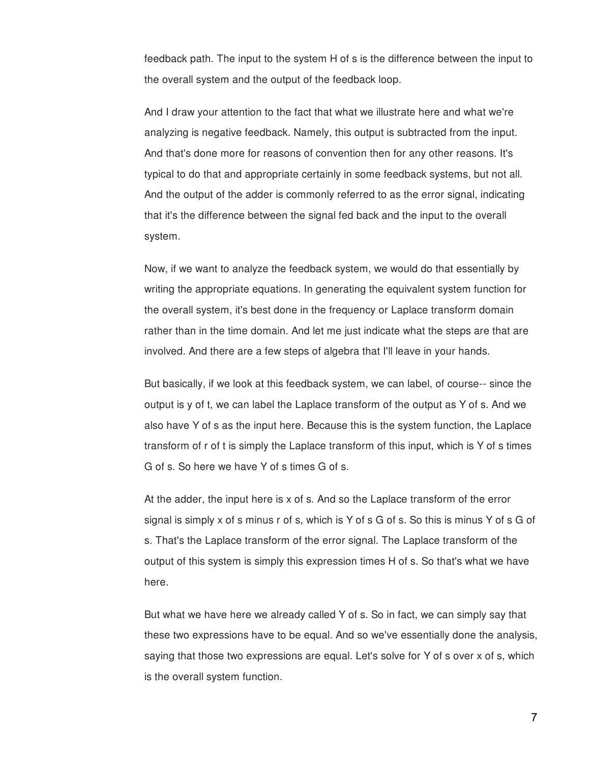feedback path. The input to the system H of s is the difference between the input to the overall system and the output of the feedback loop.

And I draw your attention to the fact that what we illustrate here and what we're analyzing is negative feedback. Namely, this output is subtracted from the input. And that's done more for reasons of convention then for any other reasons. It's typical to do that and appropriate certainly in some feedback systems, but not all. And the output of the adder is commonly referred to as the error signal, indicating that it's the difference between the signal fed back and the input to the overall system.

Now, if we want to analyze the feedback system, we would do that essentially by writing the appropriate equations. In generating the equivalent system function for the overall system, it's best done in the frequency or Laplace transform domain rather than in the time domain. And let me just indicate what the steps are that are involved. And there are a few steps of algebra that I'll leave in your hands.

But basically, if we look at this feedback system, we can label, of course-- since the output is y of t, we can label the Laplace transform of the output as Y of s. And we also have Y of s as the input here. Because this is the system function, the Laplace transform of r of t is simply the Laplace transform of this input, which is Y of s times G of s. So here we have Y of s times G of s.

At the adder, the input here is x of s. And so the Laplace transform of the error signal is simply x of s minus r of s, which is Y of s G of s. So this is minus Y of s G of s. That's the Laplace transform of the error signal. The Laplace transform of the output of this system is simply this expression times H of s. So that's what we have here.

But what we have here we already called Y of s. So in fact, we can simply say that these two expressions have to be equal. And so we've essentially done the analysis, saying that those two expressions are equal. Let's solve for Y of s over x of s, which is the overall system function.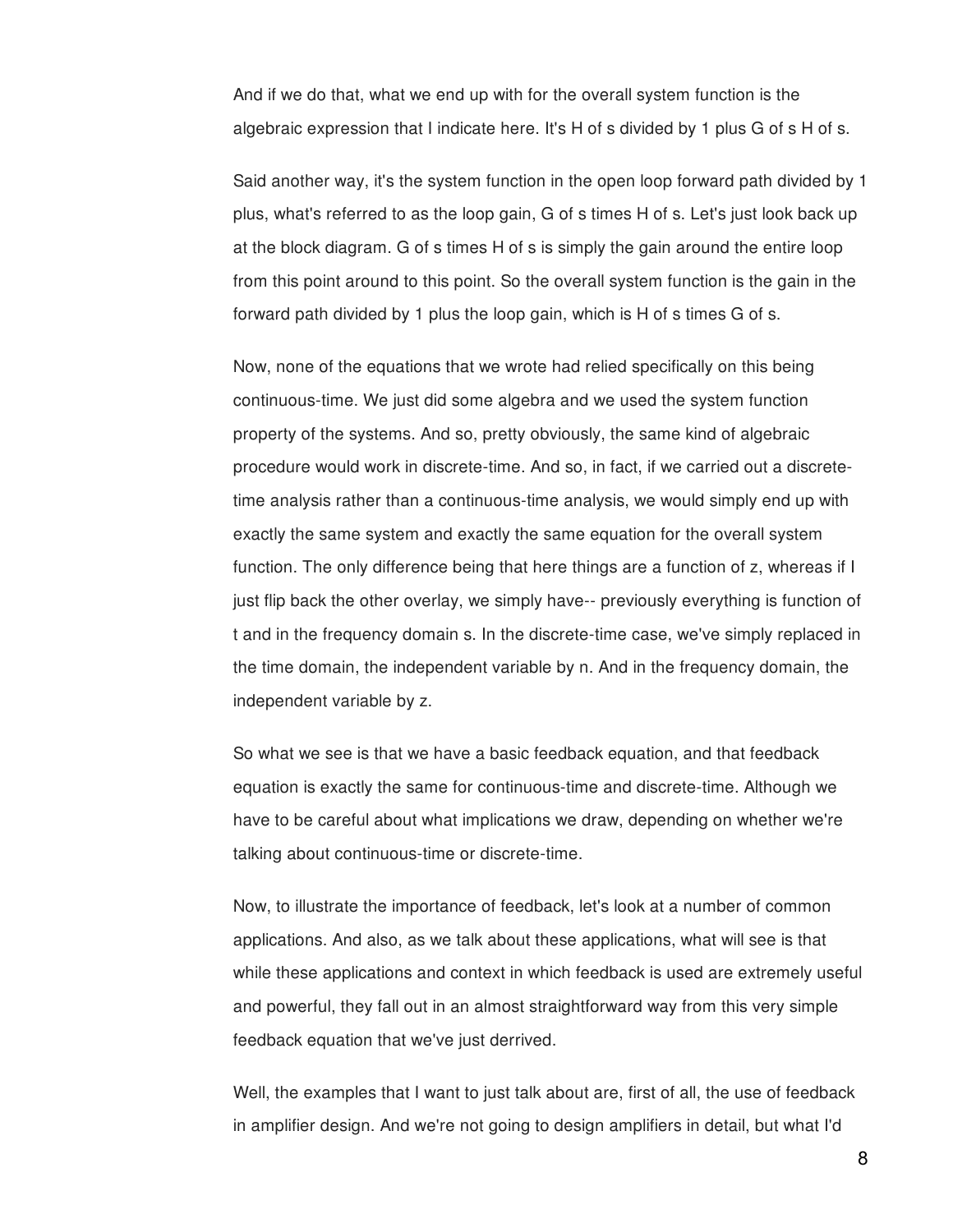And if we do that, what we end up with for the overall system function is the algebraic expression that I indicate here. It's H of s divided by 1 plus G of s H of s.

Said another way, it's the system function in the open loop forward path divided by 1 plus, what's referred to as the loop gain, G of s times H of s. Let's just look back up at the block diagram. G of s times H of s is simply the gain around the entire loop from this point around to this point. So the overall system function is the gain in the forward path divided by 1 plus the loop gain, which is H of s times G of s.

Now, none of the equations that we wrote had relied specifically on this being continuous-time. We just did some algebra and we used the system function property of the systems. And so, pretty obviously, the same kind of algebraic procedure would work in discrete-time. And so, in fact, if we carried out a discrete-time analysis rather than a continuous-time analysis, we would simply end up with exactly the same system and exactly the same equation for the overall system function. The only difference being that here things are a function of z, whereas if I just flip back the other overlay, we simply have-- previously everything is function of t and in the frequency domain s. In the discrete-time case, we've simply replaced in the time domain, the independent variable by n. And in the frequency domain, the independent variable by z.

So what we see is that we have a basic feedback equation, and that feedback equation is exactly the same for continuous-time and discrete-time. Although we have to be careful about what implications we draw, depending on whether we're talking about continuous-time or discrete-time.

Now, to illustrate the importance of feedback, let's look at a number of common applications. And also, as we talk about these applications, what will see is that while these applications and context in which feedback is used are extremely useful and powerful, they fall out in an almost straightforward way from this very simple feedback equation that we've just derrived.

Well, the examples that I want to just talk about are, first of all, the use of feedback in amplifier design. And we're not going to design amplifiers in detail, but what I'd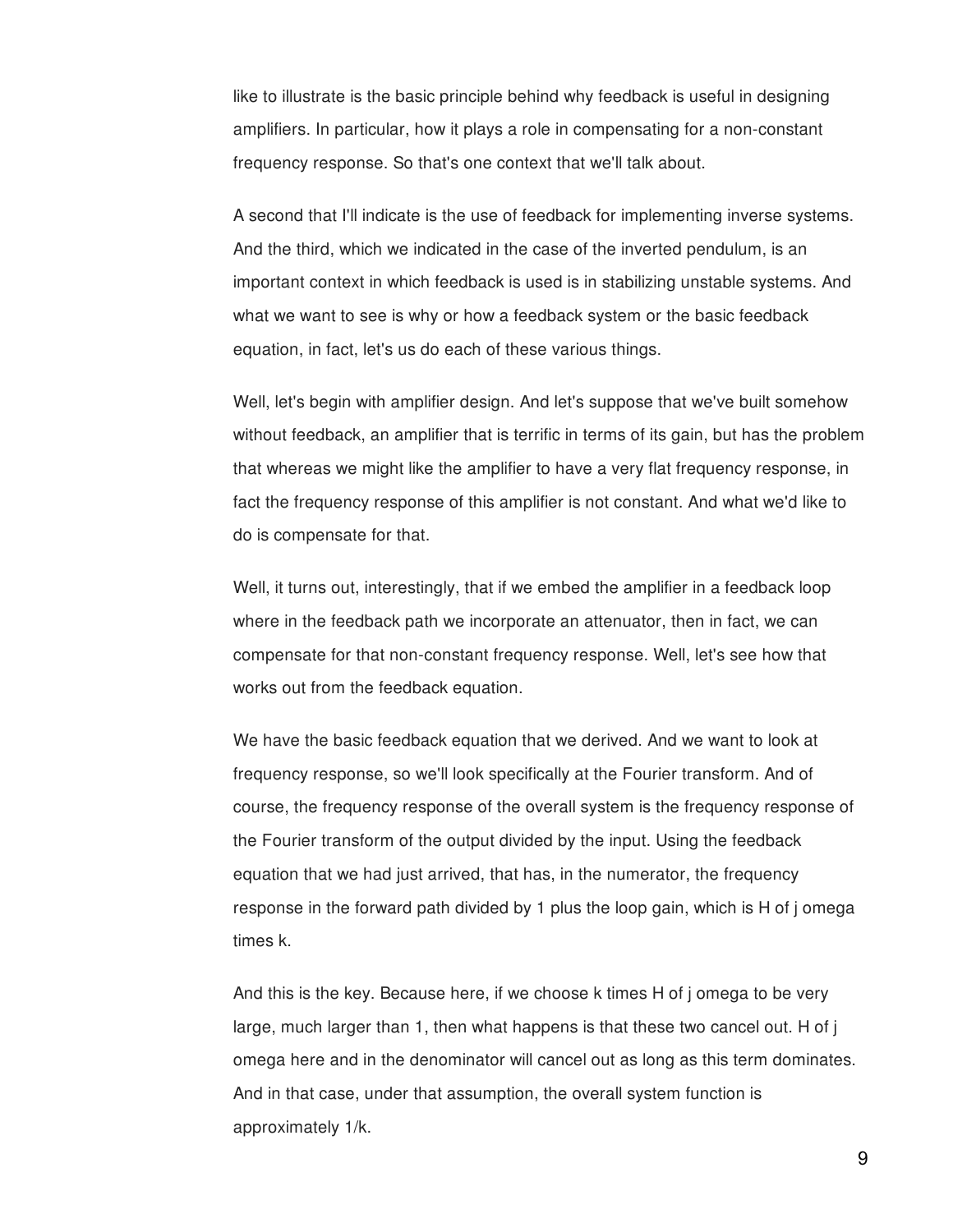like to illustrate is the basic principle behind why feedback is useful in designing amplifiers. In particular, how it plays a role in compensating for a non-constant frequency response. So that's one context that we'll talk about.

A second that I'll indicate is the use of feedback for implementing inverse systems. And the third, which we indicated in the case of the inverted pendulum, is an important context in which feedback is used is in stabilizing unstable systems. And what we want to see is why or how a feedback system or the basic feedback equation, in fact, let's us do each of these various things.

Well, let's begin with amplifier design. And let's suppose that we've built somehow without feedback, an amplifier that is terrific in terms of its gain, but has the problem that whereas we might like the amplifier to have a very flat frequency response, in fact the frequency response of this amplifier is not constant. And what we'd like to do is compensate for that.

Well, it turns out, interestingly, that if we embed the amplifier in a feedback loop where in the feedback path we incorporate an attenuator, then in fact, we can compensate for that non-constant frequency response. Well, let's see how that works out from the feedback equation.

We have the basic feedback equation that we derived. And we want to look at frequency response, so we'll look specifically at the Fourier transform. And of course, the frequency response of the overall system is the frequency response of the Fourier transform of the output divided by the input. Using the feedback equation that we had just arrived, that has, in the numerator, the frequency response in the forward path divided by 1 plus the loop gain, which is H of j omega times k.

And this is the key. Because here, if we choose k times H of j omega to be very large, much larger than 1, then what happens is that these two cancel out. H of j omega here and in the denominator will cancel out as long as this term dominates. And in that case, under that assumption, the overall system function is approximately 1/k.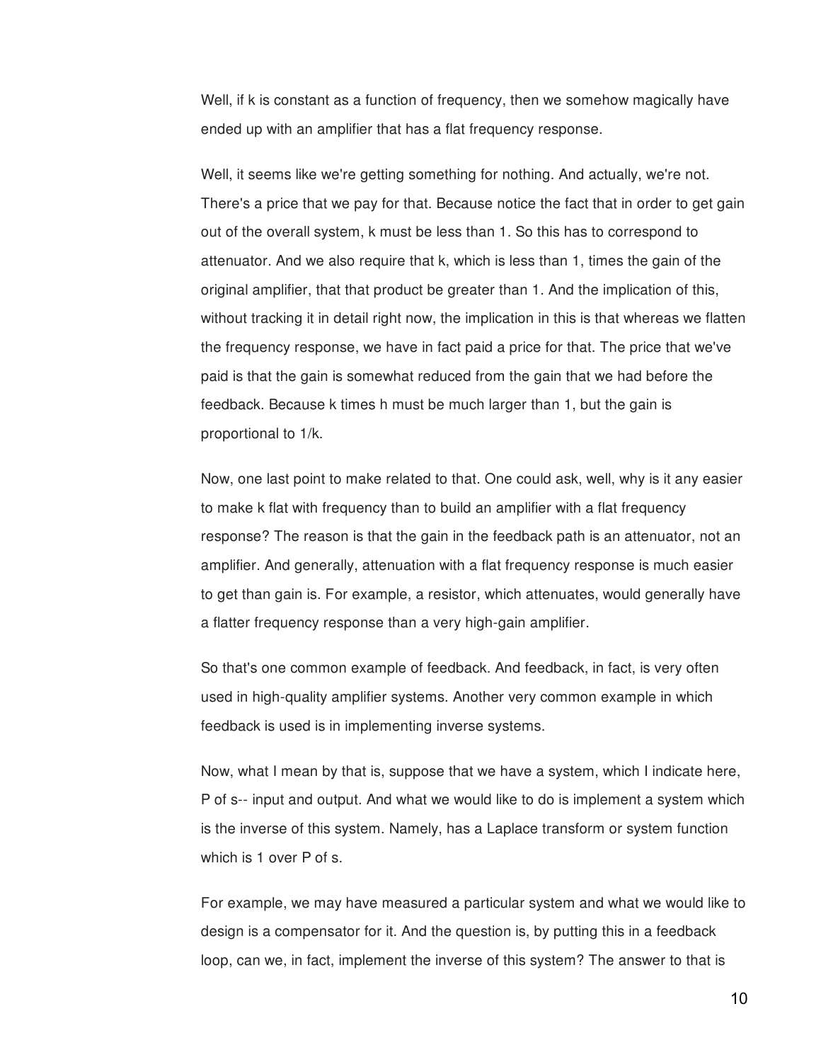Well, if k is constant as a function of frequency, then we somehow magically have ended up with an amplifier that has a flat frequency response.

Well, it seems like we're getting something for nothing. And actually, we're not. There's a price that we pay for that. Because notice the fact that in order to get gain out of the overall system, k must be less than 1. So this has to correspond to attenuator. And we also require that k, which is less than 1, times the gain of the original amplifier, that that product be greater than 1. And the implication of this, without tracking it in detail right now, the implication in this is that whereas we flatten the frequency response, we have in fact paid a price for that. The price that we've paid is that the gain is somewhat reduced from the gain that we had before the feedback. Because k times h must be much larger than 1, but the gain is proportional to 1/k.

Now, one last point to make related to that. One could ask, well, why is it any easier to make k flat with frequency than to build an amplifier with a flat frequency response? The reason is that the gain in the feedback path is an attenuator, not an amplifier. And generally, attenuation with a flat frequency response is much easier to get than gain is. For example, a resistor, which attenuates, would generally have a flatter frequency response than a very high-gain amplifier.

So that's one common example of feedback. And feedback, in fact, is very often used in high-quality amplifier systems. Another very common example in which feedback is used is in implementing inverse systems.

Now, what I mean by that is, suppose that we have a system, which I indicate here, P of s-- input and output. And what we would like to do is implement a system which is the inverse of this system. Namely, has a Laplace transform or system function which is 1 over P of s.

For example, we may have measured a particular system and what we would like to design is a compensator for it. And the question is, by putting this in a feedback loop, can we, in fact, implement the inverse of this system? The answer to that is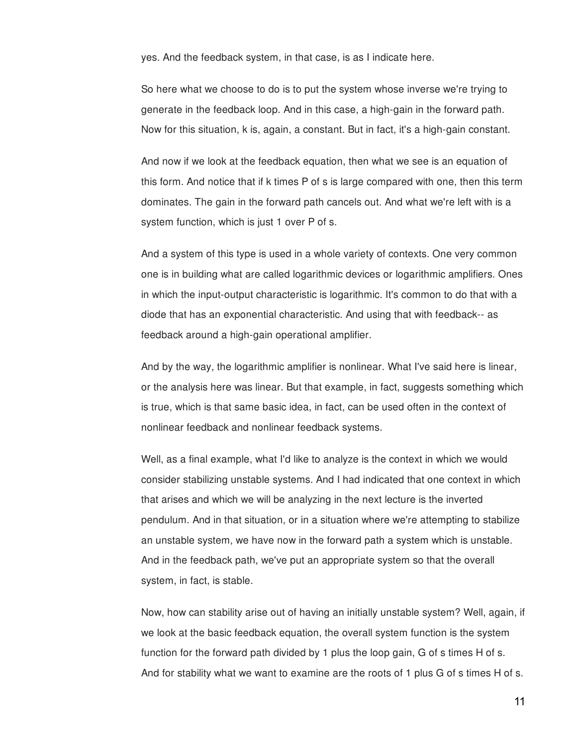yes. And the feedback system, in that case, is as I indicate here.

So here what we choose to do is to put the system whose inverse we're trying to generate in the feedback loop. And in this case, a high-gain in the forward path. Now for this situation, k is, again, a constant. But in fact, it's a high-gain constant.

And now if we look at the feedback equation, then what we see is an equation of this form. And notice that if k times P of s is large compared with one, then this term dominates. The gain in the forward path cancels out. And what we're left with is a system function, which is just 1 over P of s.

And a system of this type is used in a whole variety of contexts. One very common one is in building what are called logarithmic devices or logarithmic amplifiers. Ones in which the input-output characteristic is logarithmic. It's common to do that with a diode that has an exponential characteristic. And using that with feedback-- as feedback around a high-gain operational amplifier.

And by the way, the logarithmic amplifier is nonlinear. What I've said here is linear, or the analysis here was linear. But that example, in fact, suggests something which is true, which is that same basic idea, in fact, can be used often in the context of nonlinear feedback and nonlinear feedback systems.

Well, as a final example, what I'd like to analyze is the context in which we would consider stabilizing unstable systems. And I had indicated that one context in which that arises and which we will be analyzing in the next lecture is the inverted pendulum. And in that situation, or in a situation where we're attempting to stabilize an unstable system, we have now in the forward path a system which is unstable. And in the feedback path, we've put an appropriate system so that the overall system, in fact, is stable.

Now, how can stability arise out of having an initially unstable system? Well, again, if we look at the basic feedback equation, the overall system function is the system function for the forward path divided by 1 plus the loop gain, G of s times H of s. And for stability what we want to examine are the roots of 1 plus G of s times H of s.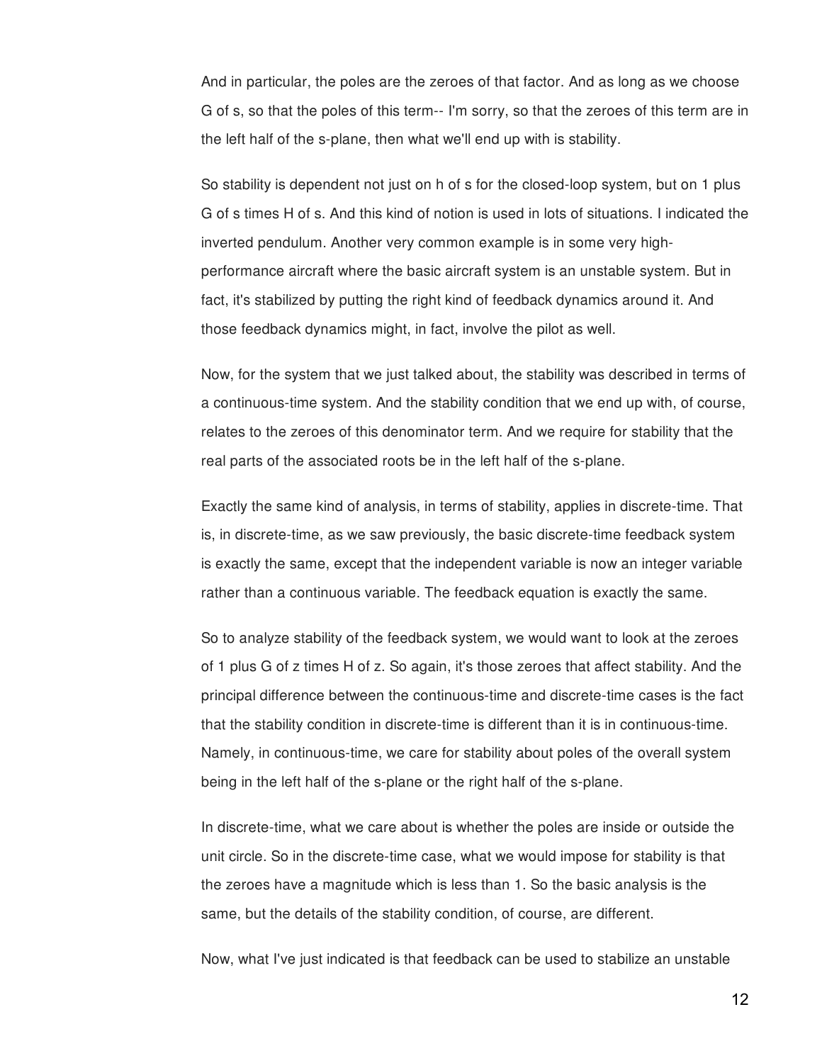And in particular, the poles are the zeroes of that factor. And as long as we choose G of s, so that the poles of this term-- I'm sorry, so that the zeroes of this term are in the left half of the s-plane, then what we'll end up with is stability.

So stability is dependent not just on h of s for the closed-loop system, but on 1 plus G of s times H of s. And this kind of notion is used in lots of situations. I indicated the inverted pendulum. Another very common example is in some very high-performance aircraft where the basic aircraft system is an unstable system. But in fact, it's stabilized by putting the right kind of feedback dynamics around it. And those feedback dynamics might, in fact, involve the pilot as well.

Now, for the system that we just talked about, the stability was described in terms of a continuous-time system. And the stability condition that we end up with, of course, relates to the zeroes of this denominator term. And we require for stability that the real parts of the associated roots be in the left half of the s-plane.

Exactly the same kind of analysis, in terms of stability, applies in discrete-time. That is, in discrete-time, as we saw previously, the basic discrete-time feedback system is exactly the same, except that the independent variable is now an integer variable rather than a continuous variable. The feedback equation is exactly the same.

So to analyze stability of the feedback system, we would want to look at the zeroes of 1 plus G of z times H of z. So again, it's those zeroes that affect stability. And the principal difference between the continuous-time and discrete-time cases is the fact that the stability condition in discrete-time is different than it is in continuous-time. Namely, in continuous-time, we care for stability about poles of the overall system being in the left half of the s-plane or the right half of the s-plane.

In discrete-time, what we care about is whether the poles are inside or outside the unit circle. So in the discrete-time case, what we would impose for stability is that the zeroes have a magnitude which is less than 1. So the basic analysis is the same, but the details of the stability condition, of course, are different.

Now, what I've just indicated is that feedback can be used to stabilize an unstable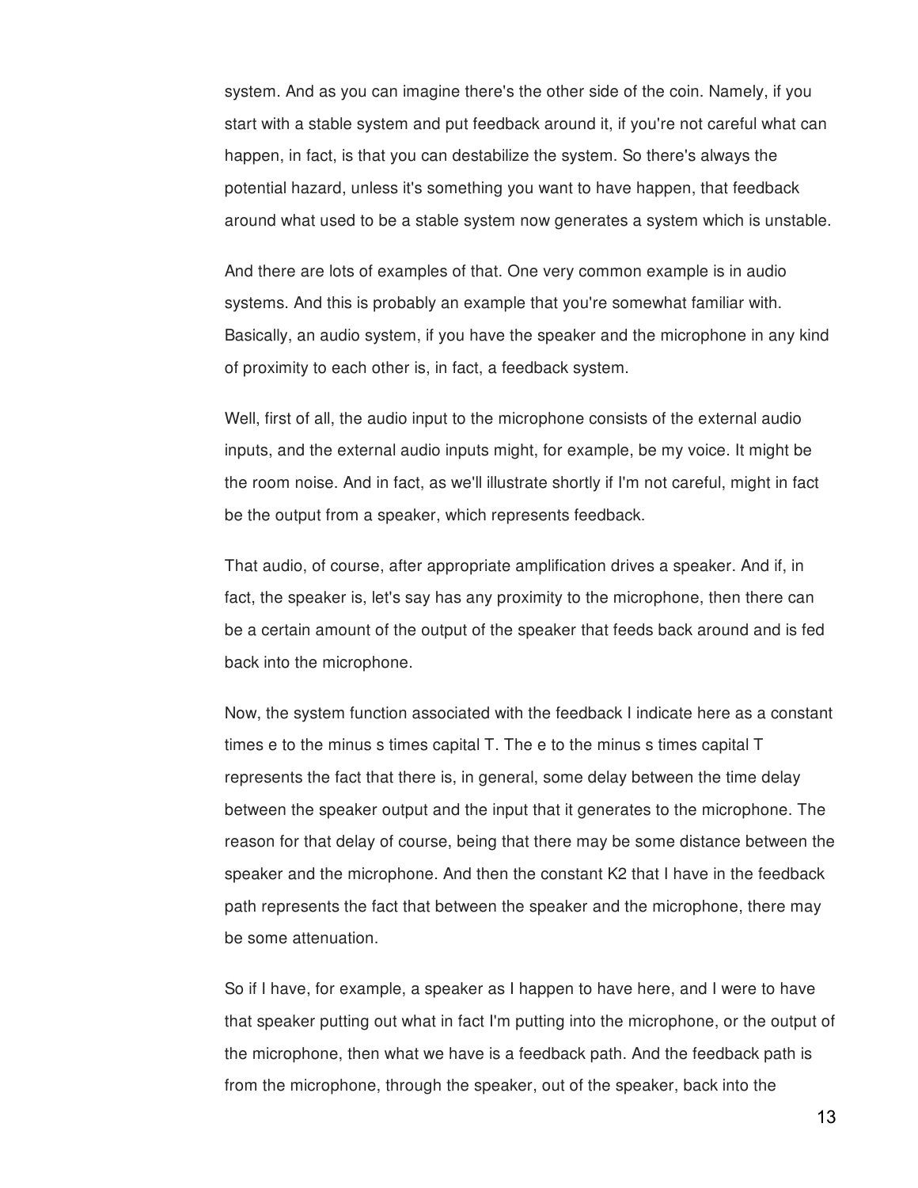system. And as you can imagine there's the other side of the coin. Namely, if you start with a stable system and put feedback around it, if you're not careful what can happen, in fact, is that you can destabilize the system. So there's always the potential hazard, unless it's something you want to have happen, that feedback around what used to be a stable system now generates a system which is unstable.

And there are lots of examples of that. One very common example is in audio systems. And this is probably an example that you're somewhat familiar with. Basically, an audio system, if you have the speaker and the microphone in any kind of proximity to each other is, in fact, a feedback system.

Well, first of all, the audio input to the microphone consists of the external audio inputs, and the external audio inputs might, for example, be my voice. It might be the room noise. And in fact, as we'll illustrate shortly if I'm not careful, might in fact be the output from a speaker, which represents feedback.

That audio, of course, after appropriate amplification drives a speaker. And if, in fact, the speaker is, let's say has any proximity to the microphone, then there can be a certain amount of the output of the speaker that feeds back around and is fed back into the microphone.

Now, the system function associated with the feedback I indicate here as a constant times e to the minus s times capital T. The e to the minus s times capital T represents the fact that there is, in general, some delay between the time delay between the speaker output and the input that it generates to the microphone. The reason for that delay of course, being that there may be some distance between the speaker and the microphone. And then the constant K2 that I have in the feedback path represents the fact that between the speaker and the microphone, there may be some attenuation.

So if I have, for example, a speaker as I happen to have here, and I were to have that speaker putting out what in fact I'm putting into the microphone, or the output of the microphone, then what we have is a feedback path. And the feedback path is from the microphone, through the speaker, out of the speaker, back into the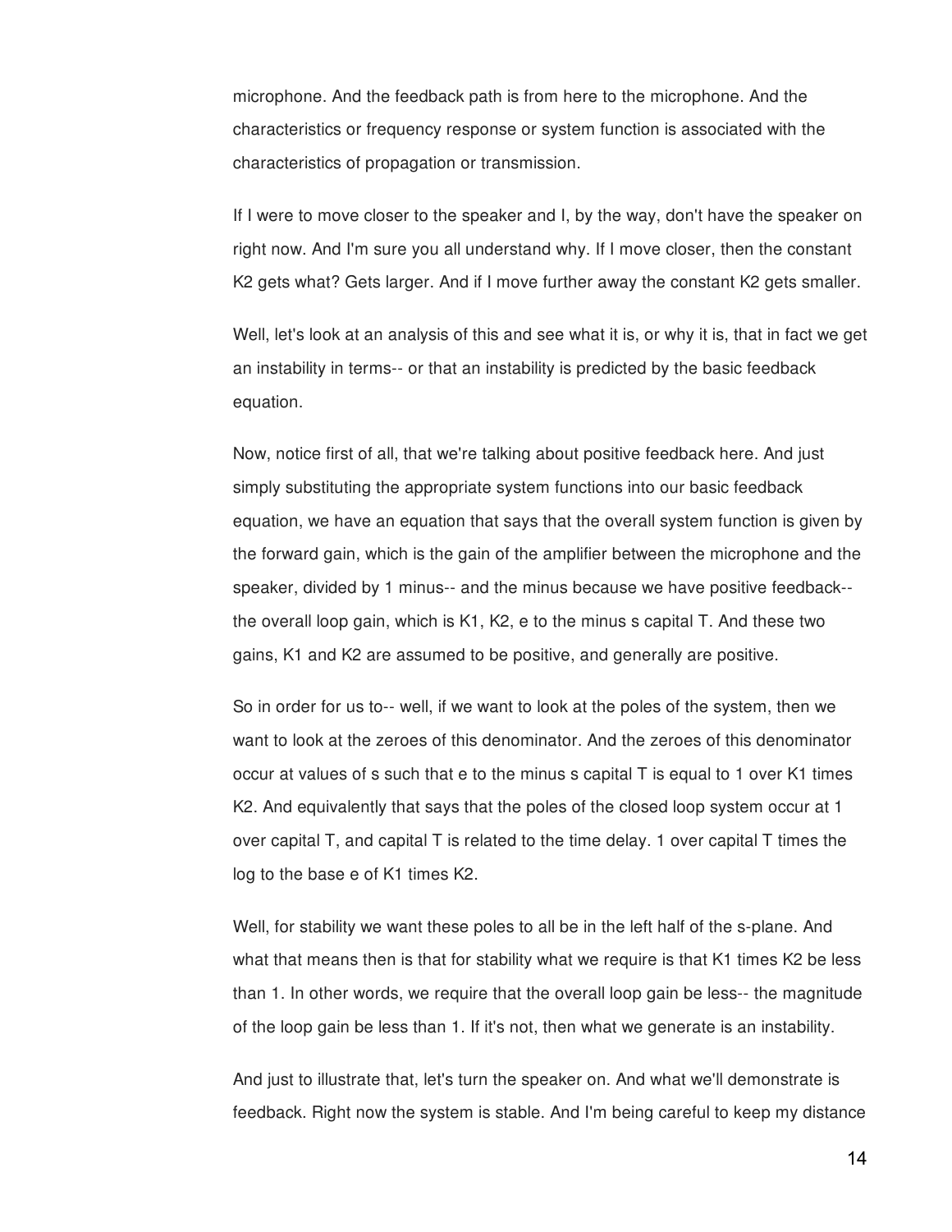microphone. And the feedback path is from here to the microphone. And the characteristics or frequency response or system function is associated with the characteristics of propagation or transmission.

If I were to move closer to the speaker and I, by the way, don't have the speaker on right now. And I'm sure you all understand why. If I move closer, then the constant K2 gets what? Gets larger. And if I move further away the constant K2 gets smaller.

Well, let's look at an analysis of this and see what it is, or why it is, that in fact we get an instability in terms-- or that an instability is predicted by the basic feedback equation.

Now, notice first of all, that we're talking about positive feedback here. And just simply substituting the appropriate system functions into our basic feedback equation, we have an equation that says that the overall system function is given by the forward gain, which is the gain of the amplifier between the microphone and the speaker, divided by 1 minus-- and the minus because we have positive feedback-- the overall loop gain, which is K1, K2, e to the minus s capital T. And these two gains, K1 and K2 are assumed to be positive, and generally are positive.

So in order for us to-- well, if we want to look at the poles of the system, then we want to look at the zeroes of this denominator. And the zeroes of this denominator occur at values of s such that e to the minus s capital T is equal to 1 over K1 times K2. And equivalently that says that the poles of the closed loop system occur at 1 over capital T, and capital T is related to the time delay. 1 over capital T times the log to the base e of K1 times K2.

Well, for stability we want these poles to all be in the left half of the s-plane. And what that means then is that for stability what we require is that K1 times K2 be less than 1. In other words, we require that the overall loop gain be less-- the magnitude of the loop gain be less than 1. If it's not, then what we generate is an instability.

And just to illustrate that, let's turn the speaker on. And what we'll demonstrate is feedback. Right now the system is stable. And I'm being careful to keep my distance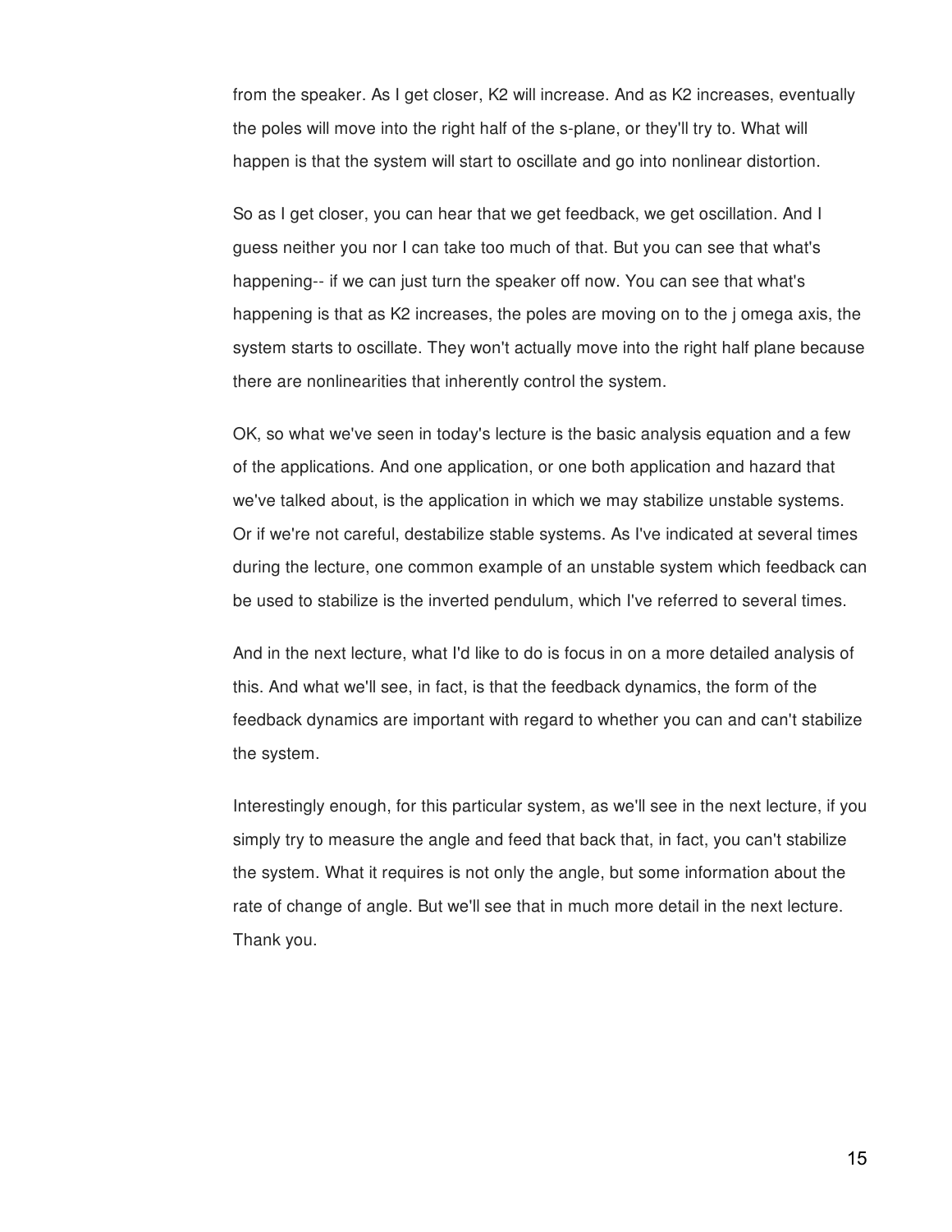from the speaker. As I get closer, K2 will increase. And as K2 increases, eventually the poles will move into the right half of the s-plane, or they'll try to. What will happen is that the system will start to oscillate and go into nonlinear distortion.

So as I get closer, you can hear that we get feedback, we get oscillation. And I guess neither you nor I can take too much of that. But you can see that what's happening-- if we can just turn the speaker off now. You can see that what's happening is that as K2 increases, the poles are moving on to the j omega axis, the system starts to oscillate. They won't actually move into the right half plane because there are nonlinearities that inherently control the system.

OK, so what we've seen in today's lecture is the basic analysis equation and a few of the applications. And one application, or one both application and hazard that we've talked about, is the application in which we may stabilize unstable systems. Or if we're not careful, destabilize stable systems. As I've indicated at several times during the lecture, one common example of an unstable system which feedback can be used to stabilize is the inverted pendulum, which I've referred to several times.

And in the next lecture, what I'd like to do is focus in on a more detailed analysis of this. And what we'll see, in fact, is that the feedback dynamics, the form of the feedback dynamics are important with regard to whether you can and can't stabilize the system.

Interestingly enough, for this particular system, as we'll see in the next lecture, if you simply try to measure the angle and feed that back that, in fact, you can't stabilize the system. What it requires is not only the angle, but some information about the rate of change of angle. But we'll see that in much more detail in the next lecture. Thank you.